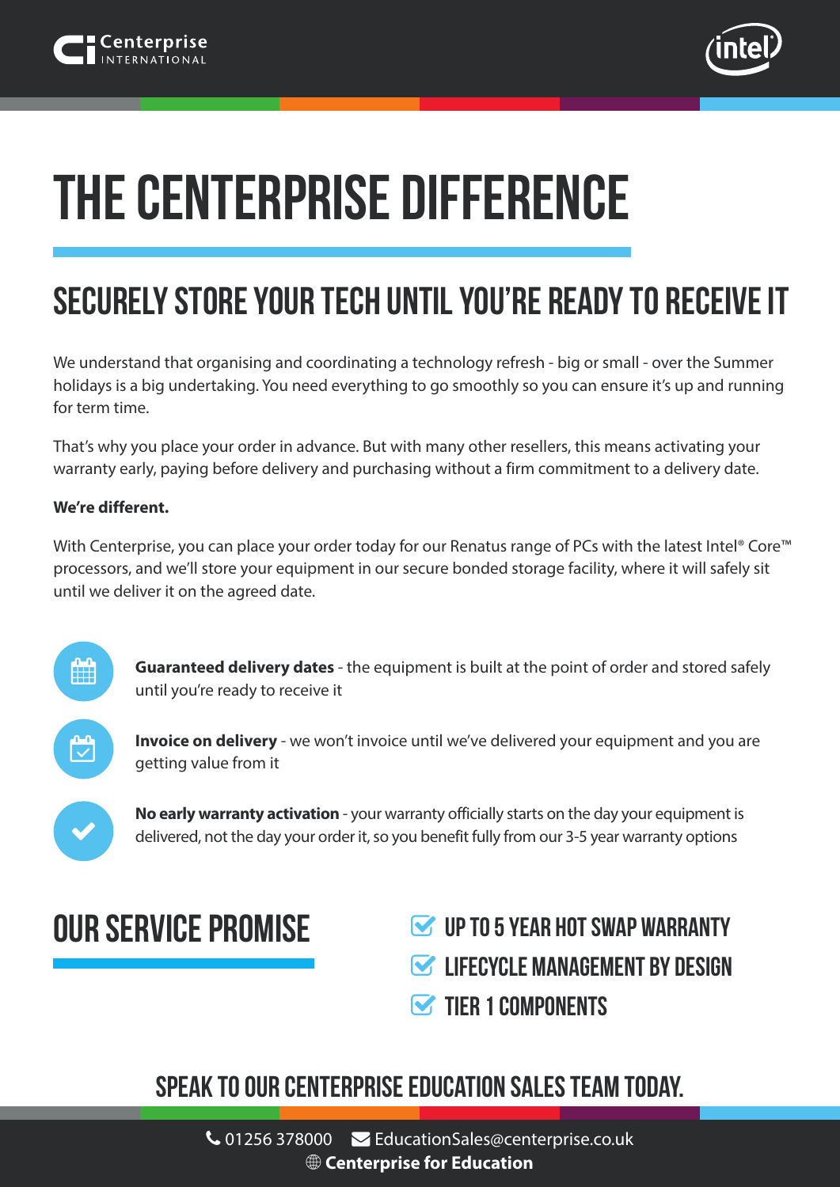# THE CENTERPRISE DIFFERENCE

## SECURELY STORE YOUR TECH UNTIL YOU'RE READY TO RECEIVE IT

We understand that organising and coordinating a technology refresh - big or small - over the Summer holidays is a big undertaking. You need everything to go smoothly so you can ensure it's up and running for term time.

That's why you place your order in advance. But with many other resellers, this means activating your warranty early, paying before delivery and purchasing without a firm commitment to a delivery date.

**We're different.**

With Centerprise, you can place your order today for our Renatus range of PCs with the latest Intel® Core™ processors, and we'll store your equipment in our secure bonded storage facility, where it will safely sit until we deliver it on the agreed date.

- **Guaranteed delivery dates** - the equipment is built at the point of order and stored safely until you're ready to receive it
- **Invoice on delivery** - we won't invoice until we've delivered your equipment and you are getting value from it
- **No early warranty activation** - your warranty officially starts on the day your equipment is delivered, not the day your order it, so you benefit fully from our 3-5 year warranty options

## OUR SERVICE PROMISE

- UP TO 5 YEAR HOT SWAP WARRANTY
- LIFECYCLE MANAGEMENT BY DESIGN
- TIER 1 COMPONENTS

## SPEAK TO OUR CENTERPRISE EDUCATION SALES TEAM TODAY.

01256 378000 EducationSales@centerprise.co.uk

**Centerprise for Education**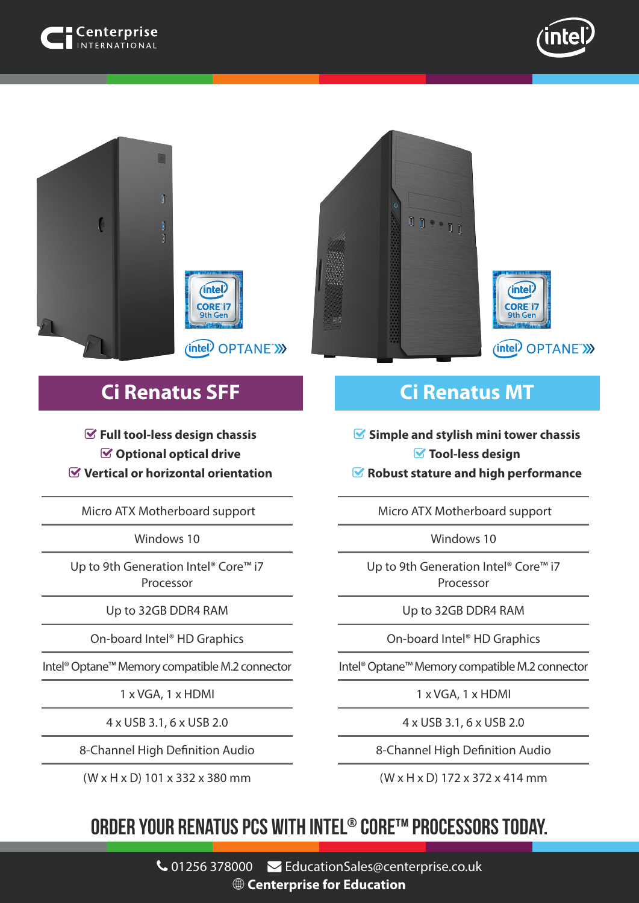Centerprise INTERNATIONAL

## Ci Renatus SFF

- ☑ Full tool-less design chassis
- ☑ Optional optical drive
- ☑ Vertical or horizontal orientation

| |
|---|
| Micro ATX Motherboard support |
| Windows 10 |
| Up to 9th Generation Intel® Core™ i7 Processor |
| Up to 32GB DDR4 RAM |
| On-board Intel® HD Graphics |
| Intel® Optane™ Memory compatible M.2 connector |
| 1 x VGA, 1 x HDMI |
| 4 x USB 3.1, 6 x USB 2.0 |
| 8-Channel High Definition Audio |
| (W x H x D) 101 x 332 x 380 mm |

## Ci Renatus MT

- ☑ Simple and stylish mini tower chassis
- ☑ Tool-less design
- ☑ Robust stature and high performance

| |
|---|
| Micro ATX Motherboard support |
| Windows 10 |
| Up to 9th Generation Intel® Core™ i7 Processor |
| Up to 32GB DDR4 RAM |
| On-board Intel® HD Graphics |
| Intel® Optane™ Memory compatible M.2 connector |
| 1 x VGA, 1 x HDMI |
| 4 x USB 3.1, 6 x USB 2.0 |
| 8-Channel High Definition Audio |
| (W x H x D) 172 x 372 x 414 mm |

## ORDER YOUR RENATUS PCS WITH INTEL® CORE™ PROCESSORS TODAY.

01256 378000 EducationSales@centerprise.co.uk

**Centerprise for Education**